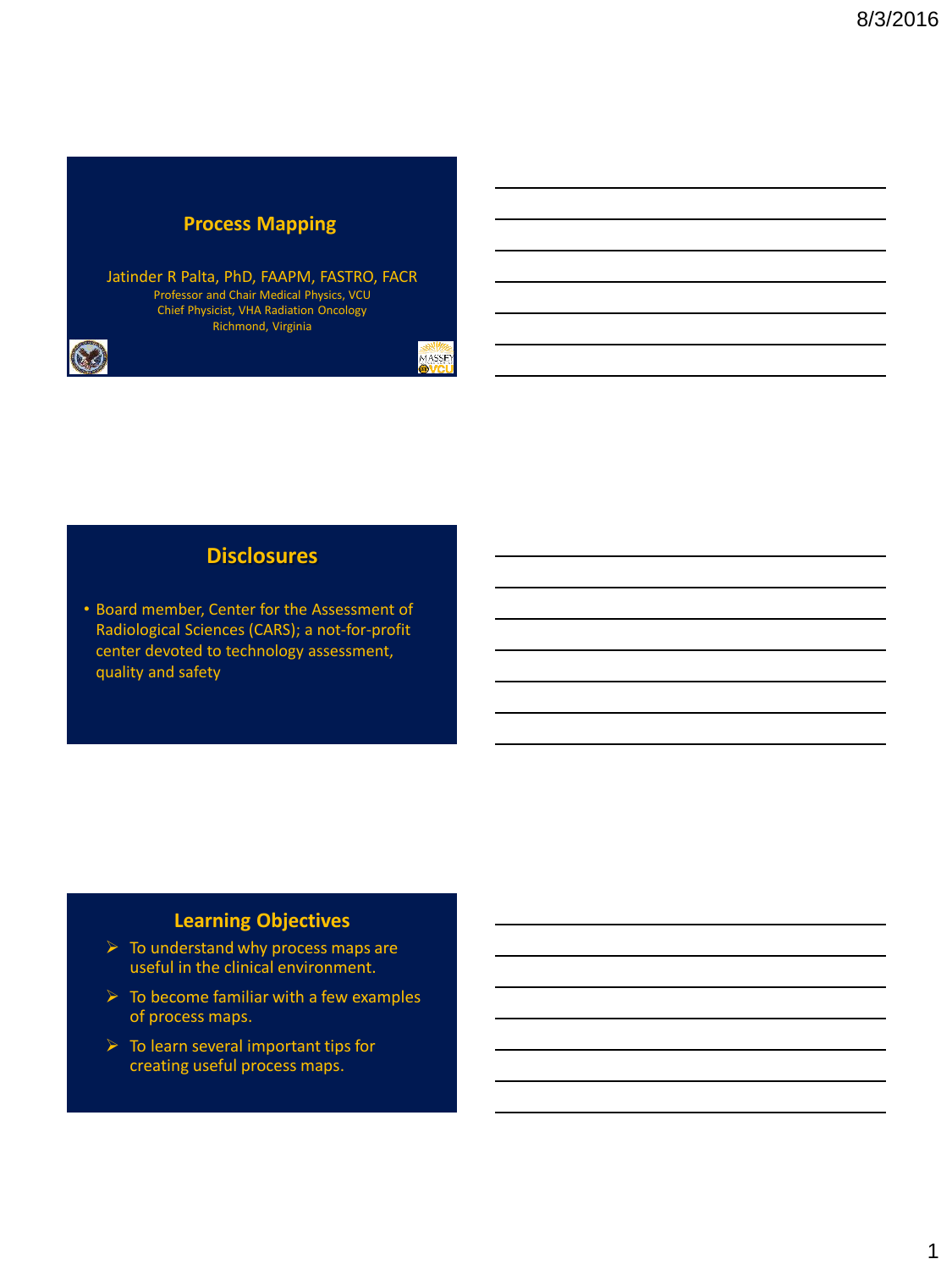# Process Mapping

Jatinder R Palta, PhD, FAAPM, FASTRO, FACR

Professor and Chair Medical Physics, VCU

Chief Physicist, VHA Radiation Oncology

Richmond, Virginia

## Disclosures

- Board member, Center for the Assessment of Radiological Sciences (CARS); a not-for-profit center devoted to technology assessment, quality and safety

## Learning Objectives

- To understand why process maps are useful in the clinical environment.
- To become familiar with a few examples of process maps.
- To learn several important tips for creating useful process maps.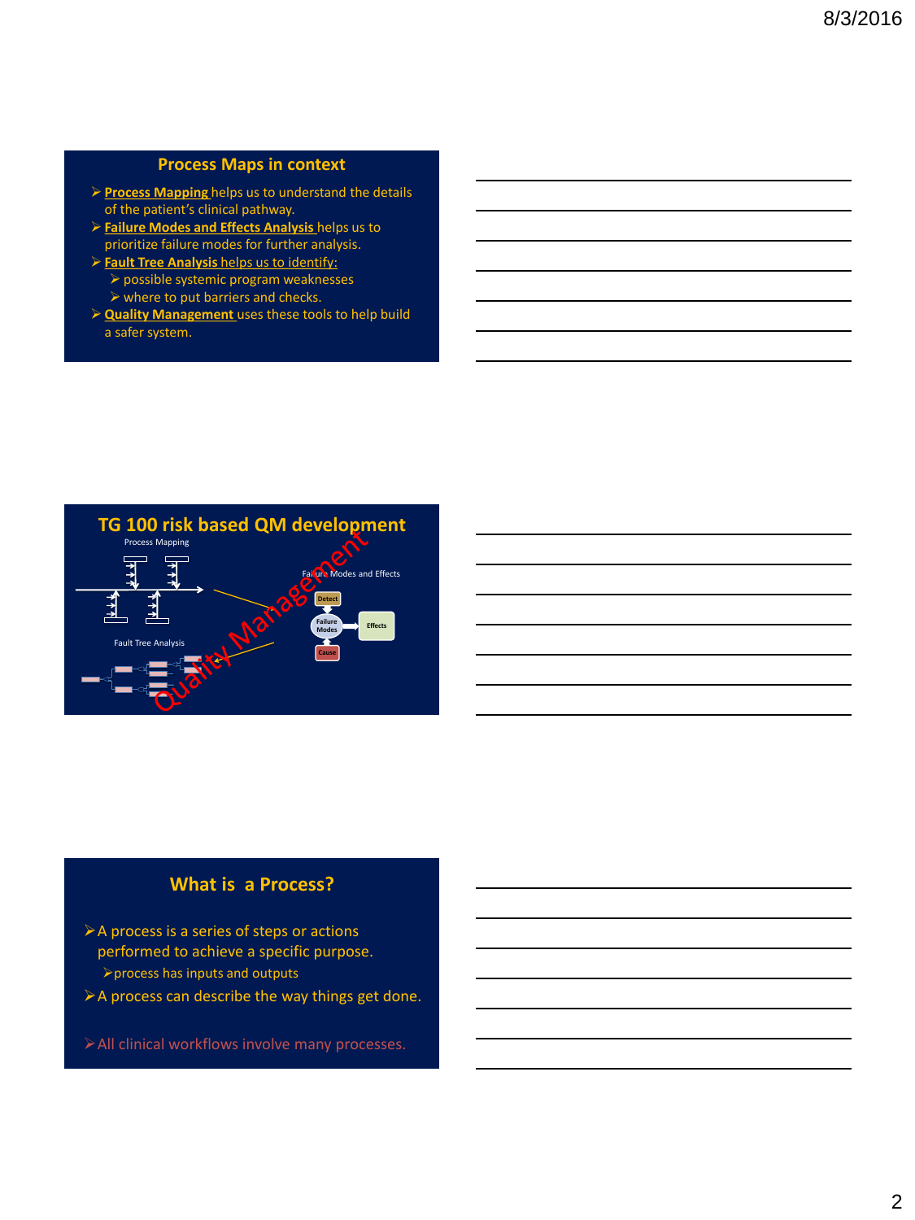## Process Maps in context

- **Process Mapping** helps us to understand the details of the patient's clinical pathway.
- **Failure Modes and Effects Analysis** helps us to prioritize failure modes for further analysis.
- **Fault Tree Analysis** helps us to identify:
  - possible systemic program weaknesses
  - where to put barriers and checks.
- **Quality Management** uses these tools to help build a safer system.

## TG 100 risk based QM development

Process Mapping

Failure Modes and Effects

Detect

Failure Modes

Effects

Cause

Fault Tree Analysis

Quality Management

## What is a Process?

- A process is a series of steps or actions performed to achieve a specific purpose.
  - process has inputs and outputs
- A process can describe the way things get done.
- All clinical workflows involve many processes.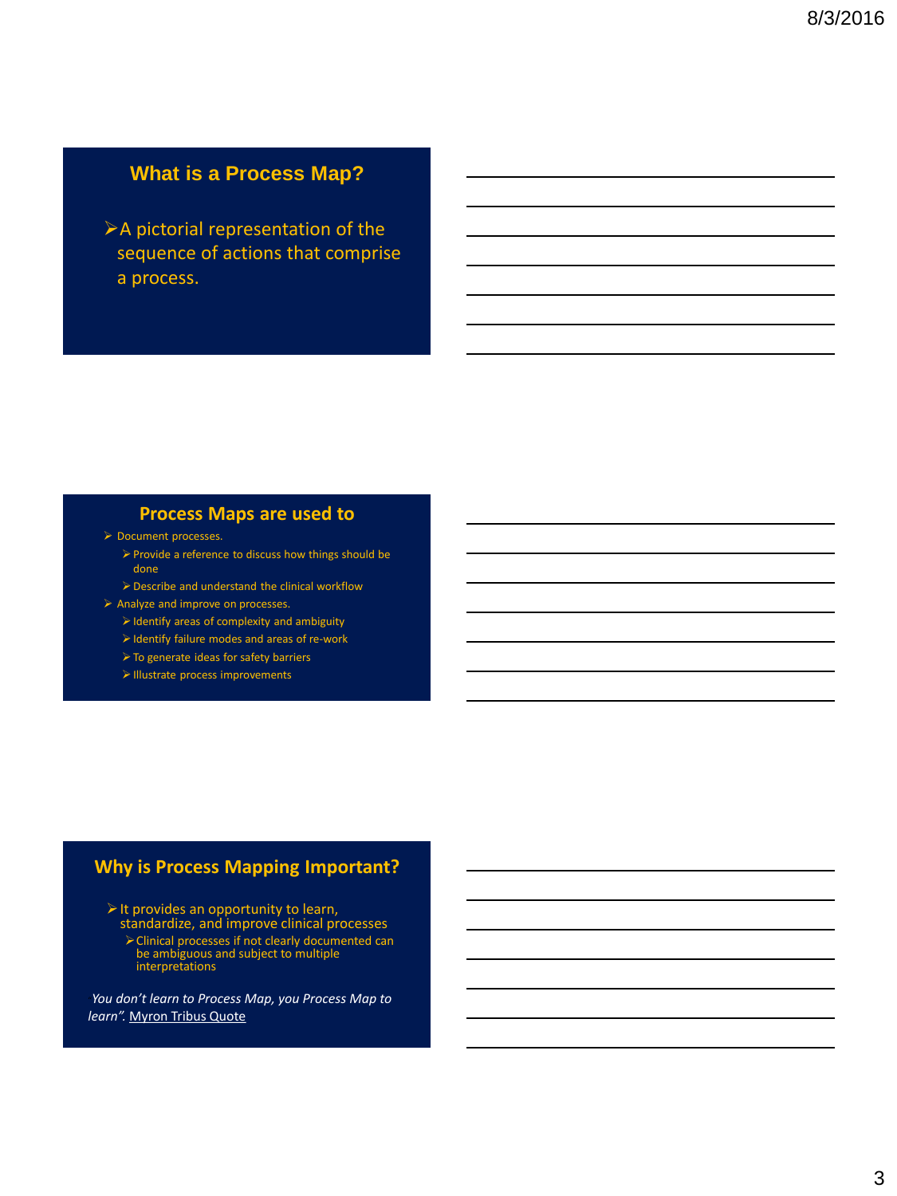## What is a Process Map?

- A pictorial representation of the sequence of actions that comprise a process.

## Process Maps are used to

- Document processes.
  - Provide a reference to discuss how things should be done
  - Describe and understand the clinical workflow
- Analyze and improve on processes.
  - Identify areas of complexity and ambiguity
  - Identify failure modes and areas of re-work
  - To generate ideas for safety barriers
  - Illustrate process improvements

## Why is Process Mapping Important?

- It provides an opportunity to learn, standardize, and improve clinical processes
  - Clinical processes if not clearly documented can be ambiguous and subject to multiple interpretations

*You don't learn to Process Map, you Process Map to learn".* Myron Tribus Quote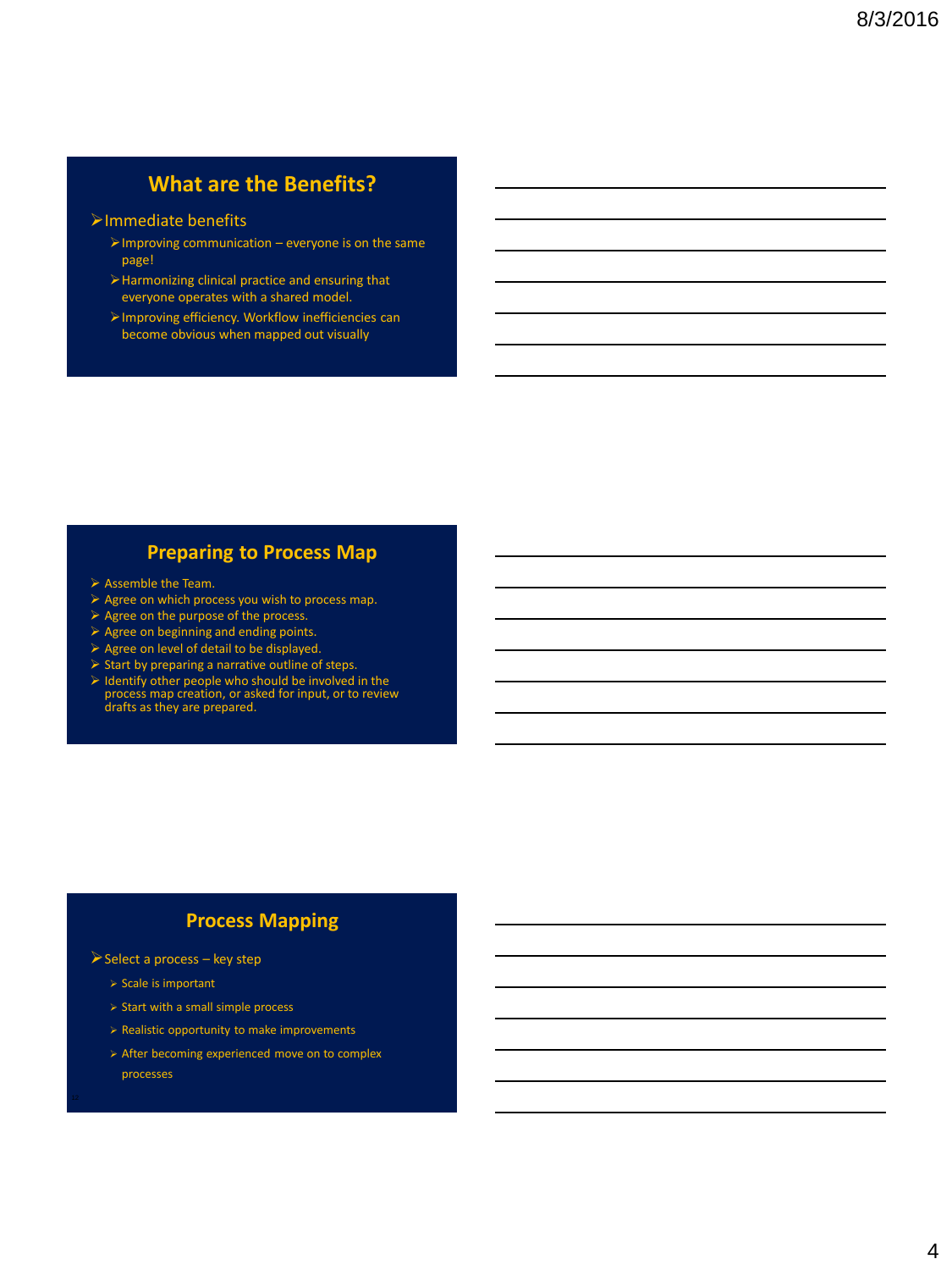## What are the Benefits?

- Immediate benefits
  - Improving communication – everyone is on the same page!
  - Harmonizing clinical practice and ensuring that everyone operates with a shared model.
  - Improving efficiency. Workflow inefficiencies can become obvious when mapped out visually

## Preparing to Process Map

- Assemble the Team.
- Agree on which process you wish to process map.
- Agree on the purpose of the process.
- Agree on beginning and ending points.
- Agree on level of detail to be displayed.
- Start by preparing a narrative outline of steps.
- Identify other people who should be involved in the process map creation, or asked for input, or to review drafts as they are prepared.

## Process Mapping

- Select a process – key step
  - Scale is important
  - Start with a small simple process
  - Realistic opportunity to make improvements
  - After becoming experienced move on to complex processes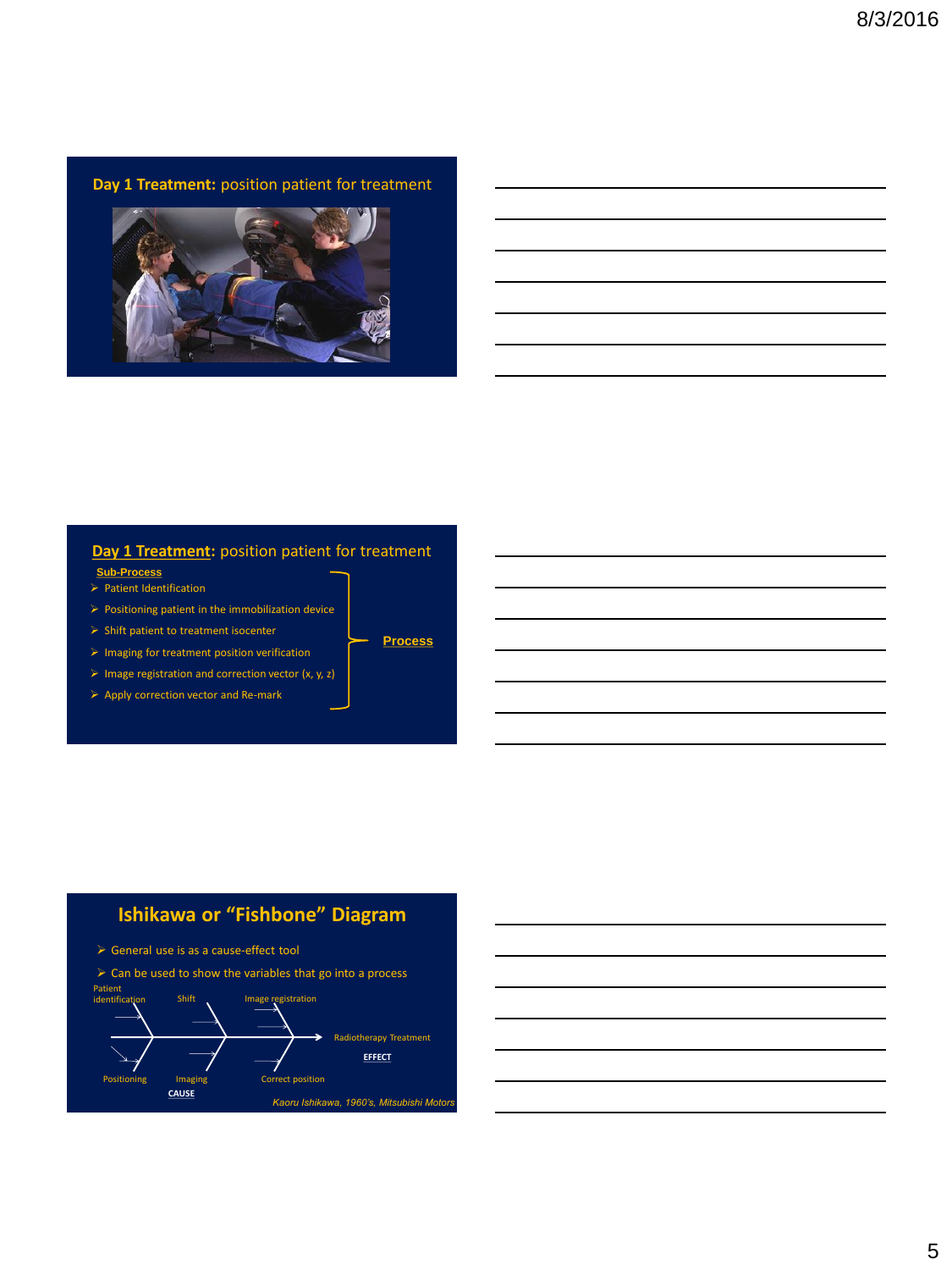## Day 1 Treatment: position patient for treatment

## Day 1 Treatment: position patient for treatment

**Sub-Process**

- Patient Identification
- Positioning patient in the immobilization device
- Shift patient to treatment isocenter
- Imaging for treatment position verification
- Image registration and correction vector (x, y, z)
- Apply correction vector and Re-mark

**Process**

## Ishikawa or "Fishbone" Diagram

- General use is as a cause-effect tool
- Can be used to show the variables that go into a process

Patient identification, Shift, Image registration, Positioning, Imaging, Correct position → Radiotherapy Treatment

**CAUSE** — **EFFECT**

*Kaoru Ishikawa, 1960's, Mitsubishi Motors*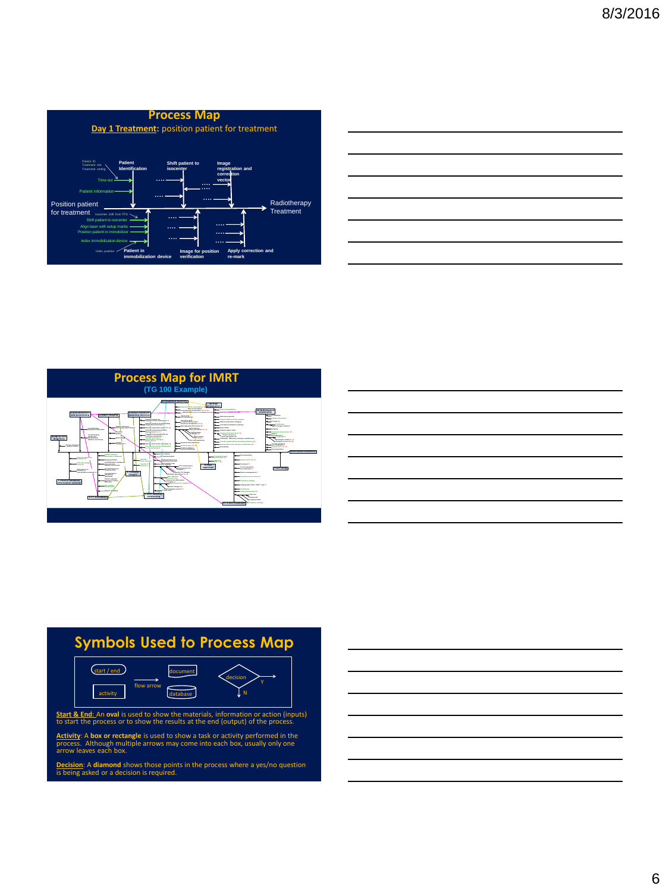## Process Map

**Day 1 Treatment**: position patient for treatment

Position patient for treatment → Radiotherapy Treatment

- Patient Identification (Patient ID, Treatment site, Treatment setting; Time out; Patient information)
- Shift patient to isocenter
- Image registration and correction vector
- Patient in immobilization device (Isocenter shift from TPS; Shift patient to isocenter; Align laser with setup marks; Position patient in immobilizer; Index immobilization device; Index position)
- Image for position verification
- Apply correction and re-mark

## Process Map for IMRT

(TG 100 Example)

## Symbols Used to Process Map

start / end — document — decision (Y / N)

activity — flow arrow — database

**Start & End**: An **oval** is used to show the materials, information or action (inputs) to start the process or to show the results at the end (output) of the process.

**Activity**: A **box or rectangle** is used to show a task or activity performed in the process. Although multiple arrows may come into each box, usually only one arrow leaves each box.

**Decision**: A **diamond** shows those points in the process where a yes/no question is being asked or a decision is required.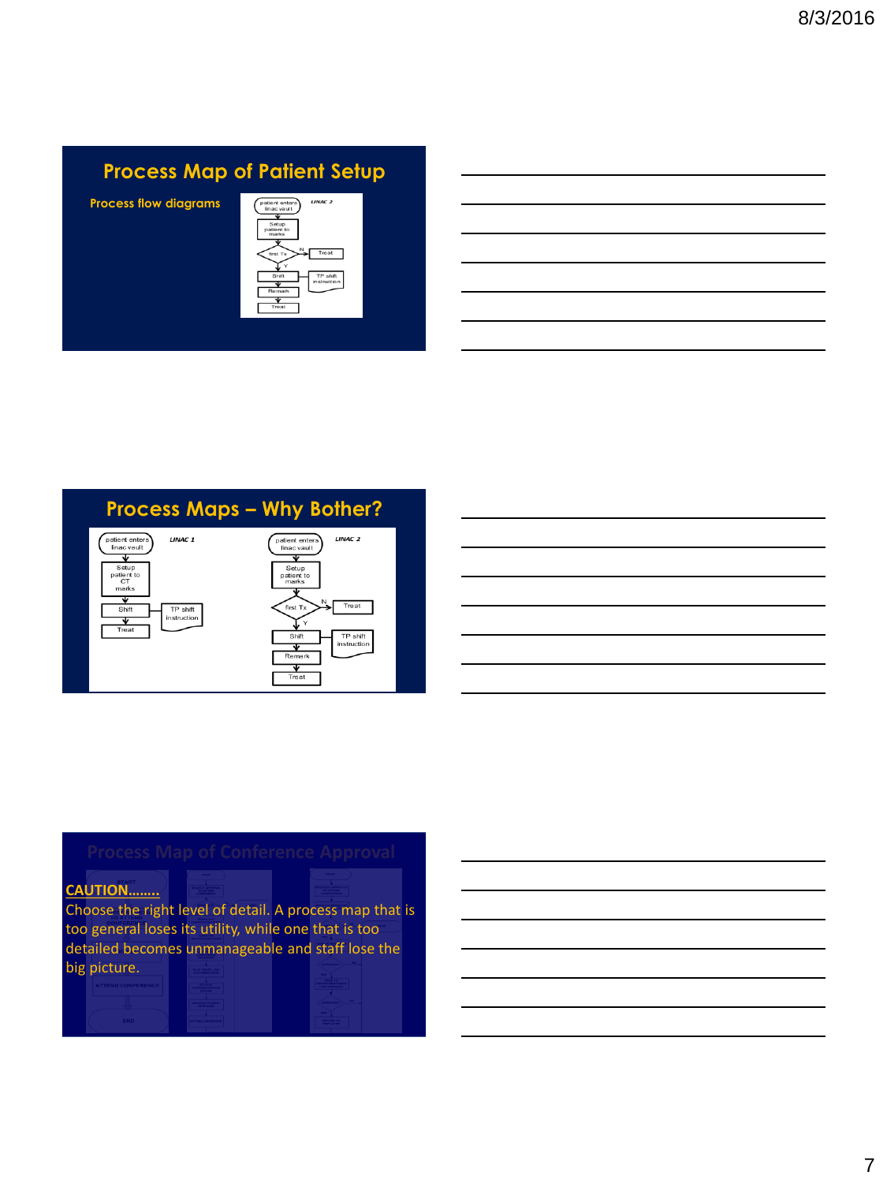## Process Map of Patient Setup

Process flow diagrams

LINAC 2

patient enters linac vault → Setup patient to marks → first Tx → N → Treat

Y → Shift → TP shift instruction → Remark → Treat

## Process Maps – Why Bother?

LINAC 1

patient enters linac vault → Setup patient to CT marks → Shift → TP shift instruction → Treat

LINAC 2

patient enters linac vault → Setup patient to marks → first Tx → N → Treat

Y → Shift → TP shift instruction → Remark → Treat

## Process Map of Conference Approval

**CAUTION……..**

Choose the right level of detail. A process map that is too general loses its utility, while one that is too detailed becomes unmanageable and staff lose the big picture.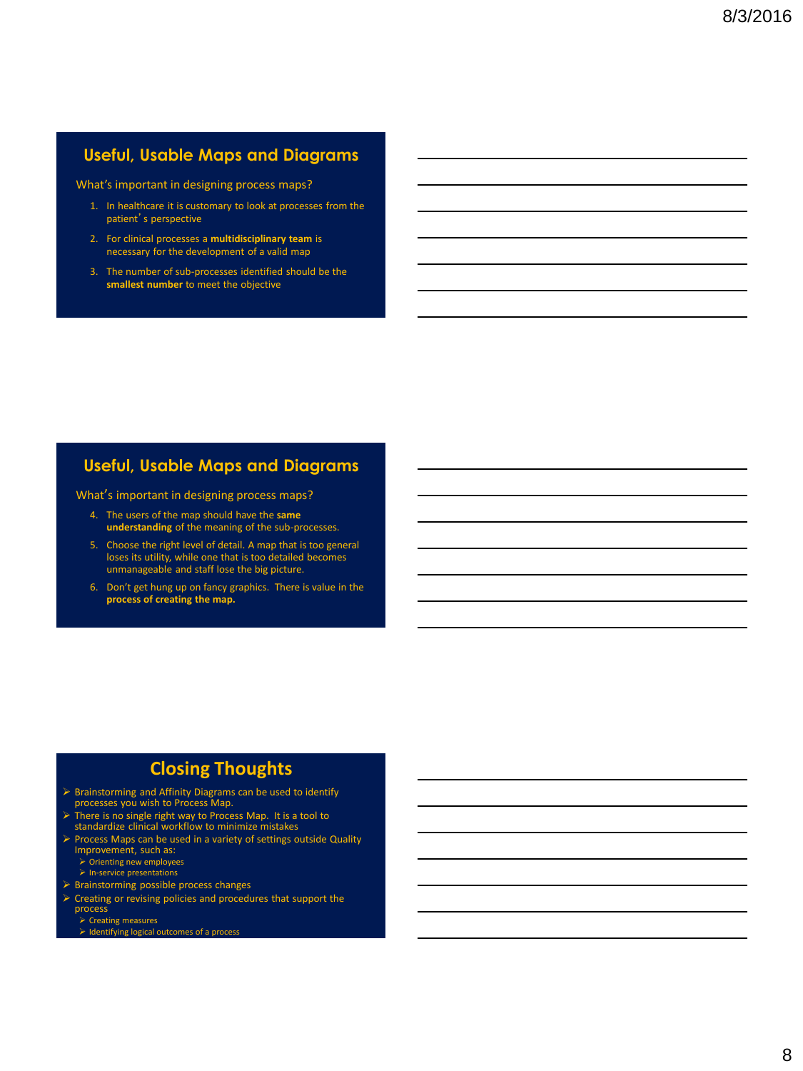## Useful, Usable Maps and Diagrams

What's important in designing process maps?

1. In healthcare it is customary to look at processes from the patient' s perspective
2. For clinical processes a **multidisciplinary team** is necessary for the development of a valid map
3. The number of sub-processes identified should be the **smallest number** to meet the objective

## Useful, Usable Maps and Diagrams

What's important in designing process maps?

4. The users of the map should have the **same understanding** of the meaning of the sub-processes.
5. Choose the right level of detail. A map that is too general loses its utility, while one that is too detailed becomes unmanageable and staff lose the big picture.
6. Don't get hung up on fancy graphics. There is value in the **process of creating the map.**

## Closing Thoughts

- Brainstorming and Affinity Diagrams can be used to identify processes you wish to Process Map.
- There is no single right way to Process Map. It is a tool to standardize clinical workflow to minimize mistakes
- Process Maps can be used in a variety of settings outside Quality Improvement, such as:
  - Orienting new employees
  - In-service presentations
- Brainstorming possible process changes
- Creating or revising policies and procedures that support the process
  - Creating measures
  - Identifying logical outcomes of a process